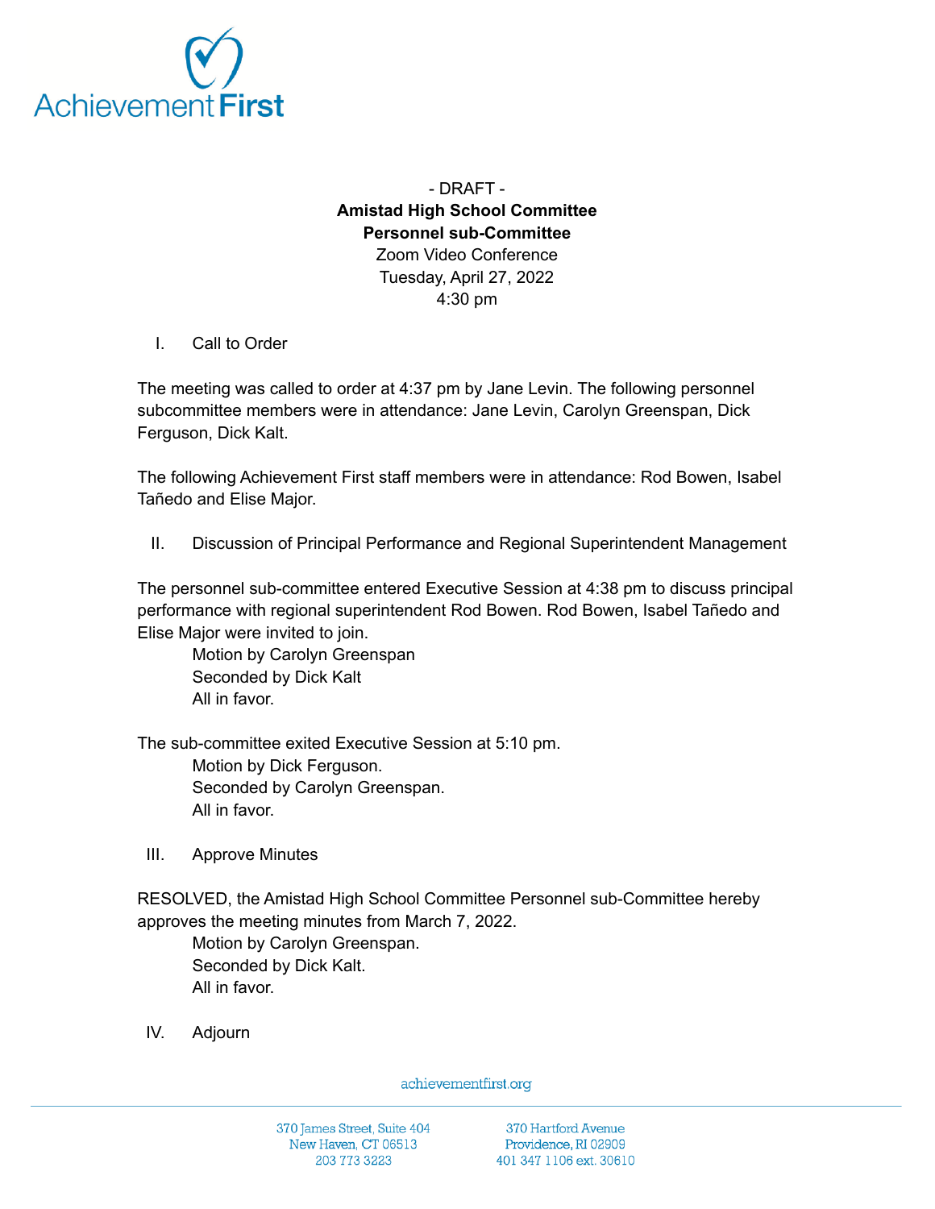- DRAFT -

**Amistad High School Committee**
**Personnel sub-Committee**

Zoom Video Conference
Tuesday, April 27, 2022
4:30 pm

I. Call to Order

The meeting was called to order at 4:37 pm by Jane Levin. The following personnel subcommittee members were in attendance: Jane Levin, Carolyn Greenspan, Dick Ferguson, Dick Kalt.

The following Achievement First staff members were in attendance: Rod Bowen, Isabel Tañedo and Elise Major.

II. Discussion of Principal Performance and Regional Superintendent Management

The personnel sub-committee entered Executive Session at 4:38 pm to discuss principal performance with regional superintendent Rod Bowen. Rod Bowen, Isabel Tañedo and Elise Major were invited to join.

Motion by Carolyn Greenspan
Seconded by Dick Kalt
All in favor.

The sub-committee exited Executive Session at 5:10 pm.

Motion by Dick Ferguson.
Seconded by Carolyn Greenspan.
All in favor.

III. Approve Minutes

RESOLVED, the Amistad High School Committee Personnel sub-Committee hereby approves the meeting minutes from March 7, 2022.

Motion by Carolyn Greenspan.
Seconded by Dick Kalt.
All in favor.

IV. Adjourn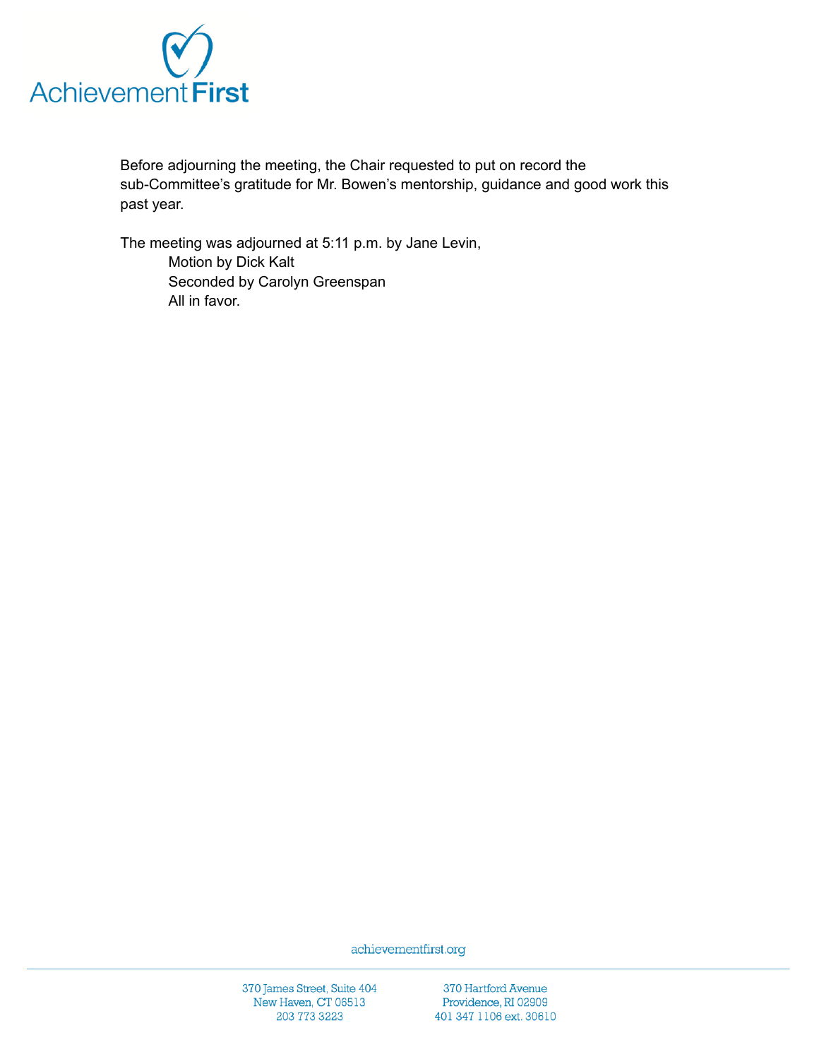Before adjourning the meeting, the Chair requested to put on record the sub-Committee's gratitude for Mr. Bowen's mentorship, guidance and good work this past year.

The meeting was adjourned at 5:11 p.m. by Jane Levin,

Motion by Dick Kalt
Seconded by Carolyn Greenspan
All in favor.